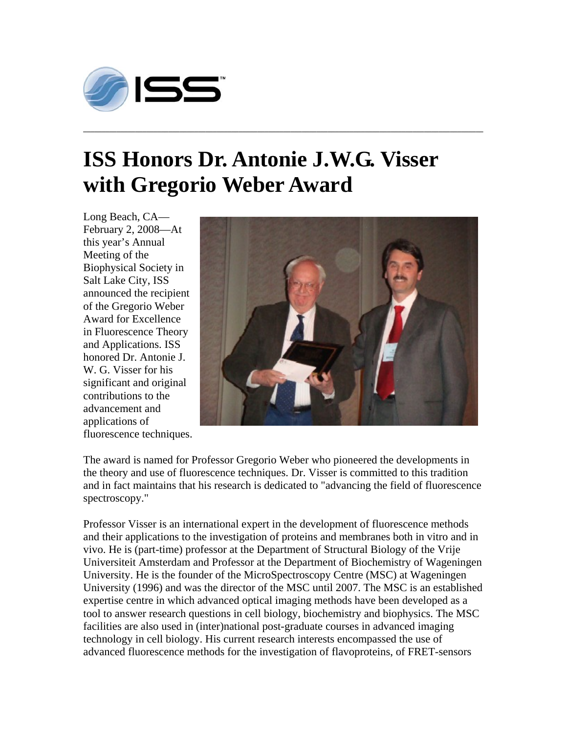# ISS Honors Dr. Antonie J.W.G. Visser with Gregorio Weber Award

Long Beach, CA—February 2, 2008—At this year's Annual Meeting of the Biophysical Society in Salt Lake City, ISS announced the recipient of the Gregorio Weber Award for Excellence in Fluorescence Theory and Applications. ISS honored Dr. Antonie J. W. G. Visser for his significant and original contributions to the advancement and applications of fluorescence techniques.

The award is named for Professor Gregorio Weber who pioneered the developments in the theory and use of fluorescence techniques. Dr. Visser is committed to this tradition and in fact maintains that his research is dedicated to "advancing the field of fluorescence spectroscopy."

Professor Visser is an international expert in the development of fluorescence methods and their applications to the investigation of proteins and membranes both in vitro and in vivo. He is (part-time) professor at the Department of Structural Biology of the Vrije Universiteit Amsterdam and Professor at the Department of Biochemistry of Wageningen University. He is the founder of the MicroSpectroscopy Centre (MSC) at Wageningen University (1996) and was the director of the MSC until 2007. The MSC is an established expertise centre in which advanced optical imaging methods have been developed as a tool to answer research questions in cell biology, biochemistry and biophysics. The MSC facilities are also used in (inter)national post-graduate courses in advanced imaging technology in cell biology. His current research interests encompassed the use of advanced fluorescence methods for the investigation of flavoproteins, of FRET-sensors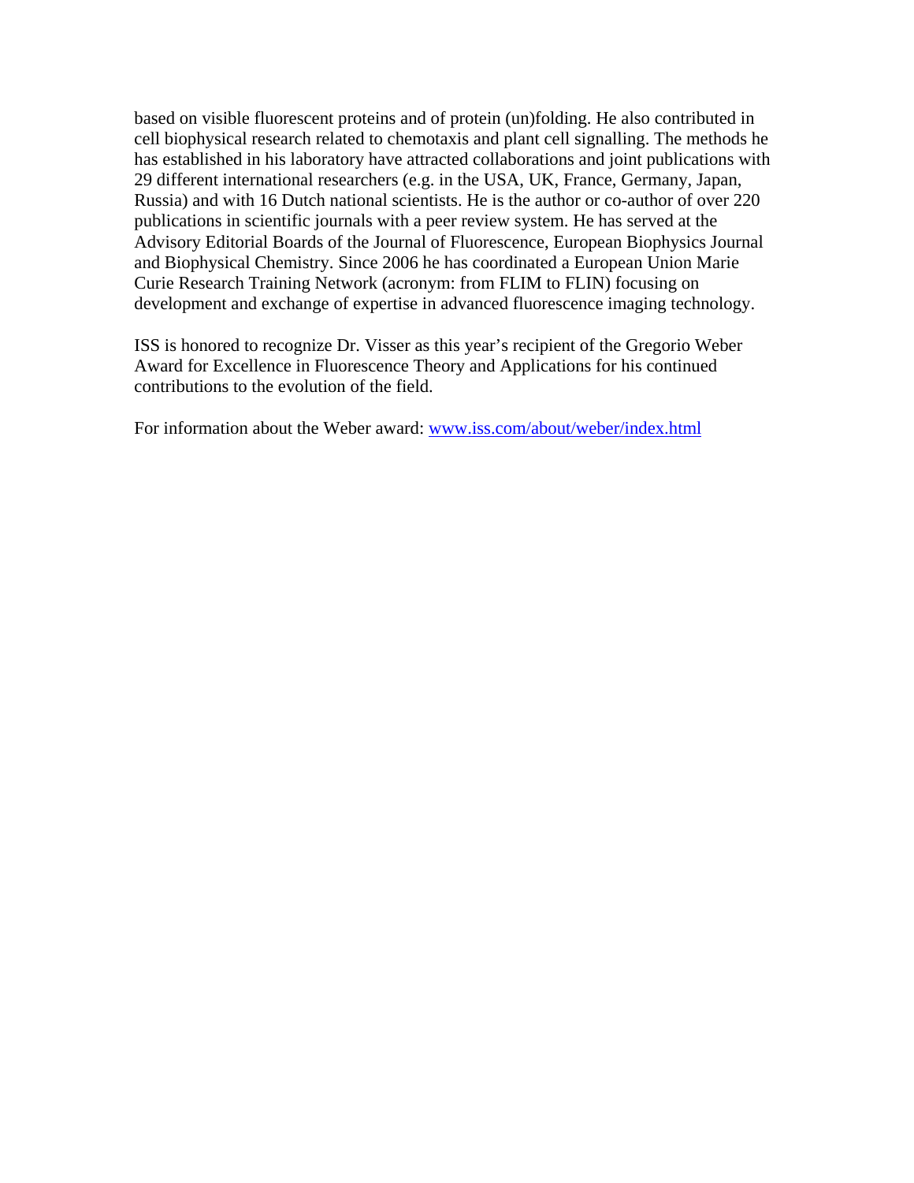based on visible fluorescent proteins and of protein (un)folding. He also contributed in cell biophysical research related to chemotaxis and plant cell signalling. The methods he has established in his laboratory have attracted collaborations and joint publications with 29 different international researchers (e.g. in the USA, UK, France, Germany, Japan, Russia) and with 16 Dutch national scientists. He is the author or co-author of over 220 publications in scientific journals with a peer review system. He has served at the Advisory Editorial Boards of the Journal of Fluorescence, European Biophysics Journal and Biophysical Chemistry. Since 2006 he has coordinated a European Union Marie Curie Research Training Network (acronym: from FLIM to FLIN) focusing on development and exchange of expertise in advanced fluorescence imaging technology.

ISS is honored to recognize Dr. Visser as this year's recipient of the Gregorio Weber Award for Excellence in Fluorescence Theory and Applications for his continued contributions to the evolution of the field.

For information about the Weber award: [www.iss.com/about/weber/index.html](http://www.iss.com/about/weber/index.html)